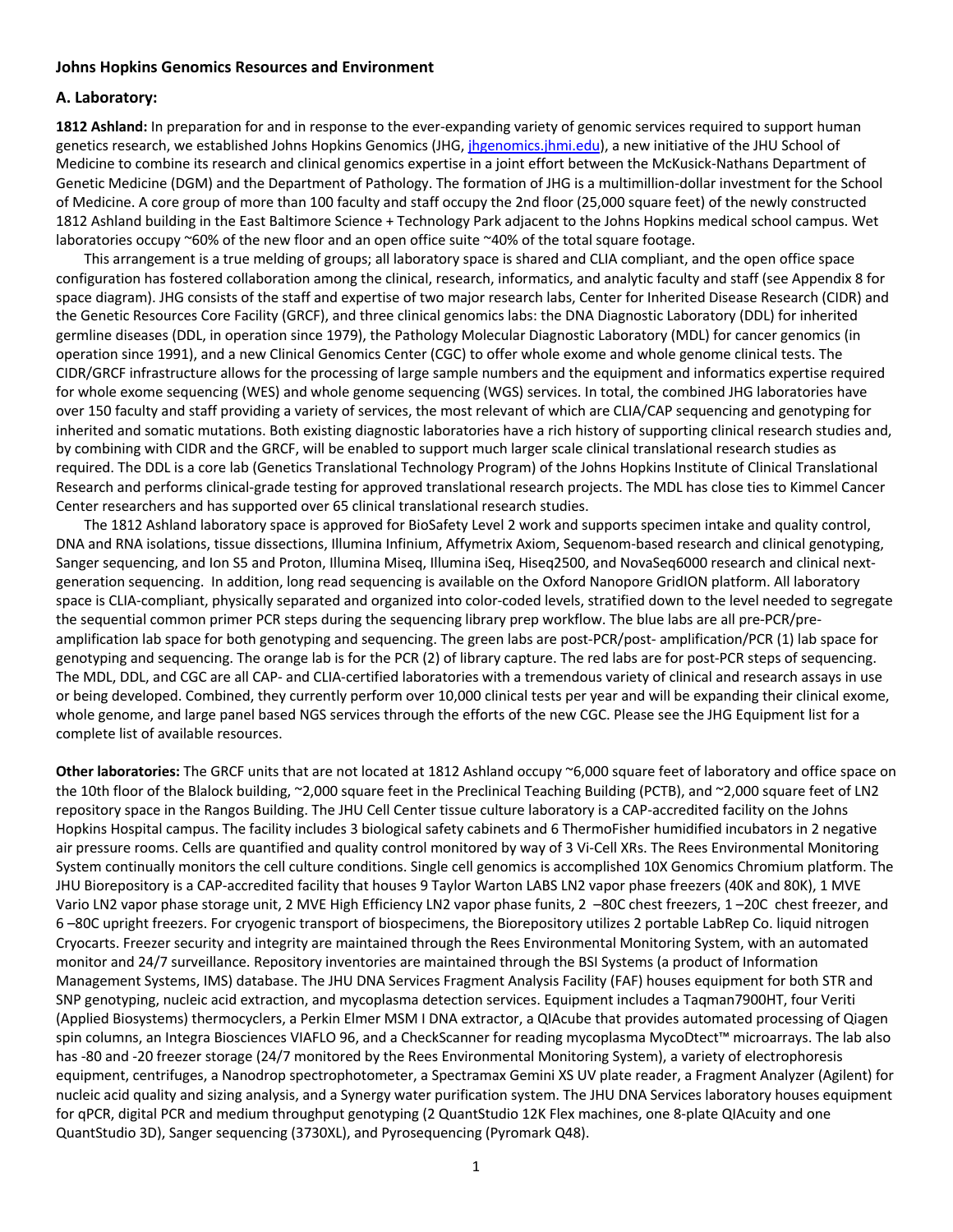**Johns Hopkins Genomics Resources and Environment**

**A. Laboratory:**

**1812 Ashland:** In preparation for and in response to the ever-expanding variety of genomic services required to support human genetics research, we established Johns Hopkins Genomics (JHG, jhgenomics.jhmi.edu), a new initiative of the JHU School of Medicine to combine its research and clinical genomics expertise in a joint effort between the McKusick-Nathans Department of Genetic Medicine (DGM) and the Department of Pathology. The formation of JHG is a multimillion-dollar investment for the School of Medicine. A core group of more than 100 faculty and staff occupy the 2nd floor (25,000 square feet) of the newly constructed 1812 Ashland building in the East Baltimore Science + Technology Park adjacent to the Johns Hopkins medical school campus. Wet laboratories occupy ~60% of the new floor and an open office suite ~40% of the total square footage.

This arrangement is a true melding of groups; all laboratory space is shared and CLIA compliant, and the open office space configuration has fostered collaboration among the clinical, research, informatics, and analytic faculty and staff (see Appendix 8 for space diagram). JHG consists of the staff and expertise of two major research labs, Center for Inherited Disease Research (CIDR) and the Genetic Resources Core Facility (GRCF), and three clinical genomics labs: the DNA Diagnostic Laboratory (DDL) for inherited germline diseases (DDL, in operation since 1979), the Pathology Molecular Diagnostic Laboratory (MDL) for cancer genomics (in operation since 1991), and a new Clinical Genomics Center (CGC) to offer whole exome and whole genome clinical tests. The CIDR/GRCF infrastructure allows for the processing of large sample numbers and the equipment and informatics expertise required for whole exome sequencing (WES) and whole genome sequencing (WGS) services. In total, the combined JHG laboratories have over 150 faculty and staff providing a variety of services, the most relevant of which are CLIA/CAP sequencing and genotyping for inherited and somatic mutations. Both existing diagnostic laboratories have a rich history of supporting clinical research studies and, by combining with CIDR and the GRCF, will be enabled to support much larger scale clinical translational research studies as required. The DDL is a core lab (Genetics Translational Technology Program) of the Johns Hopkins Institute of Clinical Translational Research and performs clinical-grade testing for approved translational research projects. The MDL has close ties to Kimmel Cancer Center researchers and has supported over 65 clinical translational research studies.

The 1812 Ashland laboratory space is approved for BioSafety Level 2 work and supports specimen intake and quality control, DNA and RNA isolations, tissue dissections, Illumina Infinium, Affymetrix Axiom, Sequenom-based research and clinical genotyping, Sanger sequencing, and Ion S5 and Proton, Illumina Miseq, Illumina iSeq, Hiseq2500, and NovaSeq6000 research and clinical next-generation sequencing. In addition, long read sequencing is available on the Oxford Nanopore GridION platform. All laboratory space is CLIA-compliant, physically separated and organized into color-coded levels, stratified down to the level needed to segregate the sequential common primer PCR steps during the sequencing library prep workflow. The blue labs are all pre-PCR/pre-amplification lab space for both genotyping and sequencing. The green labs are post-PCR/post- amplification/PCR (1) lab space for genotyping and sequencing. The orange lab is for the PCR (2) of library capture. The red labs are for post-PCR steps of sequencing. The MDL, DDL, and CGC are all CAP- and CLIA-certified laboratories with a tremendous variety of clinical and research assays in use or being developed. Combined, they currently perform over 10,000 clinical tests per year and will be expanding their clinical exome, whole genome, and large panel based NGS services through the efforts of the new CGC. Please see the JHG Equipment list for a complete list of available resources.

**Other laboratories:** The GRCF units that are not located at 1812 Ashland occupy ~6,000 square feet of laboratory and office space on the 10th floor of the Blalock building, ~2,000 square feet in the Preclinical Teaching Building (PCTB), and ~2,000 square feet of LN2 repository space in the Rangos Building. The JHU Cell Center tissue culture laboratory is a CAP-accredited facility on the Johns Hopkins Hospital campus. The facility includes 3 biological safety cabinets and 6 ThermoFisher humidified incubators in 2 negative air pressure rooms. Cells are quantified and quality control monitored by way of 3 Vi-Cell XRs. The Rees Environmental Monitoring System continually monitors the cell culture conditions. Single cell genomics is accomplished 10X Genomics Chromium platform. The JHU Biorepository is a CAP-accredited facility that houses 9 Taylor Warton LABS LN2 vapor phase freezers (40K and 80K), 1 MVE Vario LN2 vapor phase storage unit, 2 MVE High Efficiency LN2 vapor phase funits, 2 –80C chest freezers, 1 –20C chest freezer, and 6 –80C upright freezers. For cryogenic transport of biospecimens, the Biorepository utilizes 2 portable LabRep Co. liquid nitrogen Cryocarts. Freezer security and integrity are maintained through the Rees Environmental Monitoring System, with an automated monitor and 24/7 surveillance. Repository inventories are maintained through the BSI Systems (a product of Information Management Systems, IMS) database. The JHU DNA Services Fragment Analysis Facility (FAF) houses equipment for both STR and SNP genotyping, nucleic acid extraction, and mycoplasma detection services. Equipment includes a Taqman7900HT, four Veriti (Applied Biosystems) thermocyclers, a Perkin Elmer MSM I DNA extractor, a QIAcube that provides automated processing of Qiagen spin columns, an Integra Biosciences VIAFLO 96, and a CheckScanner for reading mycoplasma MycoDtect™ microarrays. The lab also has -80 and -20 freezer storage (24/7 monitored by the Rees Environmental Monitoring System), a variety of electrophoresis equipment, centrifuges, a Nanodrop spectrophotometer, a Spectramax Gemini XS UV plate reader, a Fragment Analyzer (Agilent) for nucleic acid quality and sizing analysis, and a Synergy water purification system. The JHU DNA Services laboratory houses equipment for qPCR, digital PCR and medium throughput genotyping (2 QuantStudio 12K Flex machines, one 8-plate QIAcuity and one QuantStudio 3D), Sanger sequencing (3730XL), and Pyrosequencing (Pyromark Q48).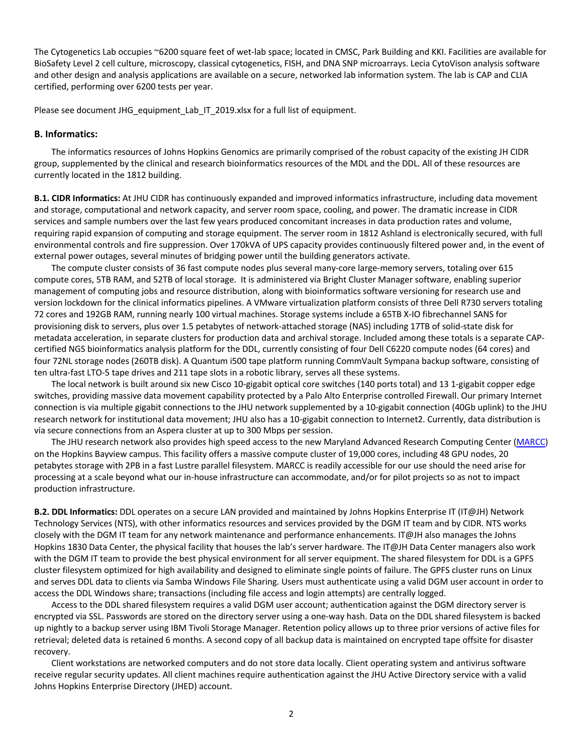The Cytogenetics Lab occupies ~6200 square feet of wet-lab space; located in CMSC, Park Building and KKI. Facilities are available for BioSafety Level 2 cell culture, microscopy, classical cytogenetics, FISH, and DNA SNP microarrays. Lecia CytoVison analysis software and other design and analysis applications are available on a secure, networked lab information system. The lab is CAP and CLIA certified, performing over 6200 tests per year.

Please see document JHG_equipment_Lab_IT_2019.xlsx for a full list of equipment.

### B. Informatics:

The informatics resources of Johns Hopkins Genomics are primarily comprised of the robust capacity of the existing JH CIDR group, supplemented by the clinical and research bioinformatics resources of the MDL and the DDL. All of these resources are currently located in the 1812 building.

**B.1. CIDR Informatics:** At JHU CIDR has continuously expanded and improved informatics infrastructure, including data movement and storage, computational and network capacity, and server room space, cooling, and power. The dramatic increase in CIDR services and sample numbers over the last few years produced concomitant increases in data production rates and volume, requiring rapid expansion of computing and storage equipment. The server room in 1812 Ashland is electronically secured, with full environmental controls and fire suppression. Over 170kVA of UPS capacity provides continuously filtered power and, in the event of external power outages, several minutes of bridging power until the building generators activate.

The compute cluster consists of 36 fast compute nodes plus several many-core large-memory servers, totaling over 615 compute cores, 5TB RAM, and 52TB of local storage. It is administered via Bright Cluster Manager software, enabling superior management of computing jobs and resource distribution, along with bioinformatics software versioning for research use and version lockdown for the clinical informatics pipelines. A VMware virtualization platform consists of three Dell R730 servers totaling 72 cores and 192GB RAM, running nearly 100 virtual machines. Storage systems include a 65TB X-IO fibrechannel SANS for provisioning disk to servers, plus over 1.5 petabytes of network-attached storage (NAS) including 17TB of solid-state disk for metadata acceleration, in separate clusters for production data and archival storage. Included among these totals is a separate CAP-certified NGS bioinformatics analysis platform for the DDL, currently consisting of four Dell C6220 compute nodes (64 cores) and four 72NL storage nodes (260TB disk). A Quantum i500 tape platform running CommVault Sympana backup software, consisting of ten ultra-fast LTO-5 tape drives and 211 tape slots in a robotic library, serves all these systems.

The local network is built around six new Cisco 10-gigabit optical core switches (140 ports total) and 13 1-gigabit copper edge switches, providing massive data movement capability protected by a Palo Alto Enterprise controlled Firewall. Our primary Internet connection is via multiple gigabit connections to the JHU network supplemented by a 10-gigabit connection (40Gb uplink) to the JHU research network for institutional data movement; JHU also has a 10-gigabit connection to Internet2. Currently, data distribution is via secure connections from an Aspera cluster at up to 300 Mbps per session.

The JHU research network also provides high speed access to the new Maryland Advanced Research Computing Center (MARCC) on the Hopkins Bayview campus. This facility offers a massive compute cluster of 19,000 cores, including 48 GPU nodes, 20 petabytes storage with 2PB in a fast Lustre parallel filesystem. MARCC is readily accessible for our use should the need arise for processing at a scale beyond what our in-house infrastructure can accommodate, and/or for pilot projects so as not to impact production infrastructure.

**B.2. DDL Informatics:** DDL operates on a secure LAN provided and maintained by Johns Hopkins Enterprise IT (IT@JH) Network Technology Services (NTS), with other informatics resources and services provided by the DGM IT team and by CIDR. NTS works closely with the DGM IT team for any network maintenance and performance enhancements. IT@JH also manages the Johns Hopkins 1830 Data Center, the physical facility that houses the lab's server hardware. The IT@JH Data Center managers also work with the DGM IT team to provide the best physical environment for all server equipment. The shared filesystem for DDL is a GPFS cluster filesystem optimized for high availability and designed to eliminate single points of failure. The GPFS cluster runs on Linux and serves DDL data to clients via Samba Windows File Sharing. Users must authenticate using a valid DGM user account in order to access the DDL Windows share; transactions (including file access and login attempts) are centrally logged.

Access to the DDL shared filesystem requires a valid DGM user account; authentication against the DGM directory server is encrypted via SSL. Passwords are stored on the directory server using a one-way hash. Data on the DDL shared filesystem is backed up nightly to a backup server using IBM Tivoli Storage Manager. Retention policy allows up to three prior versions of active files for retrieval; deleted data is retained 6 months. A second copy of all backup data is maintained on encrypted tape offsite for disaster recovery.

Client workstations are networked computers and do not store data locally. Client operating system and antivirus software receive regular security updates. All client machines require authentication against the JHU Active Directory service with a valid Johns Hopkins Enterprise Directory (JHED) account.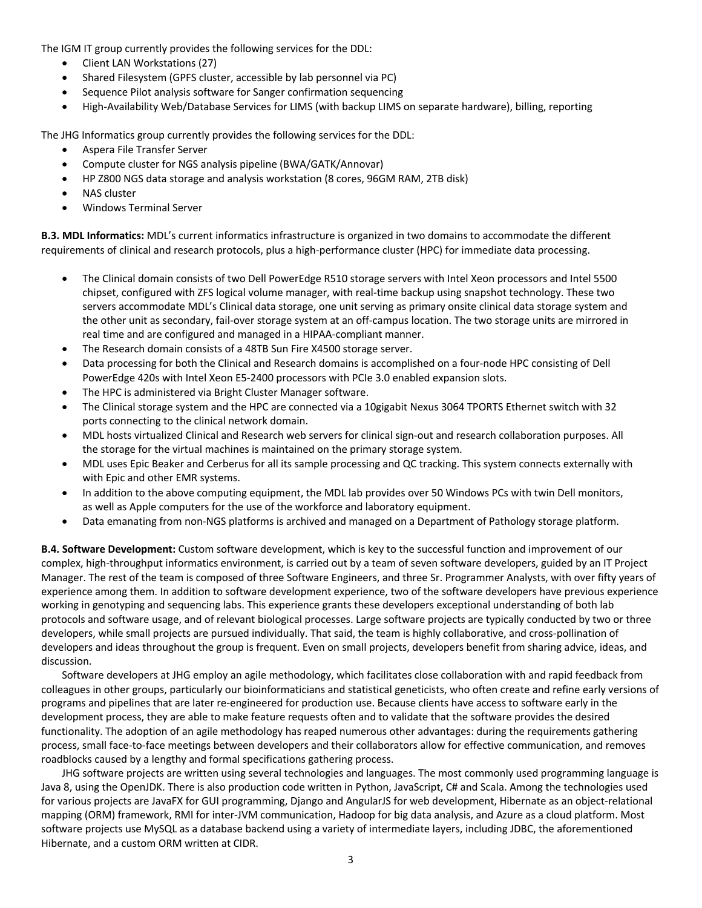The IGM IT group currently provides the following services for the DDL:

- Client LAN Workstations (27)
- Shared Filesystem (GPFS cluster, accessible by lab personnel via PC)
- Sequence Pilot analysis software for Sanger confirmation sequencing
- High-Availability Web/Database Services for LIMS (with backup LIMS on separate hardware), billing, reporting

The JHG Informatics group currently provides the following services for the DDL:

- Aspera File Transfer Server
- Compute cluster for NGS analysis pipeline (BWA/GATK/Annovar)
- HP Z800 NGS data storage and analysis workstation (8 cores, 96GM RAM, 2TB disk)
- NAS cluster
- Windows Terminal Server

**B.3. MDL Informatics:** MDL's current informatics infrastructure is organized in two domains to accommodate the different requirements of clinical and research protocols, plus a high-performance cluster (HPC) for immediate data processing.

- The Clinical domain consists of two Dell PowerEdge R510 storage servers with Intel Xeon processors and Intel 5500 chipset, configured with ZFS logical volume manager, with real-time backup using snapshot technology. These two servers accommodate MDL's Clinical data storage, one unit serving as primary onsite clinical data storage system and the other unit as secondary, fail-over storage system at an off-campus location. The two storage units are mirrored in real time and are configured and managed in a HIPAA-compliant manner.
- The Research domain consists of a 48TB Sun Fire X4500 storage server.
- Data processing for both the Clinical and Research domains is accomplished on a four-node HPC consisting of Dell PowerEdge 420s with Intel Xeon E5-2400 processors with PCIe 3.0 enabled expansion slots.
- The HPC is administered via Bright Cluster Manager software.
- The Clinical storage system and the HPC are connected via a 10gigabit Nexus 3064 TPORTS Ethernet switch with 32 ports connecting to the clinical network domain.
- MDL hosts virtualized Clinical and Research web servers for clinical sign-out and research collaboration purposes. All the storage for the virtual machines is maintained on the primary storage system.
- MDL uses Epic Beaker and Cerberus for all its sample processing and QC tracking. This system connects externally with with Epic and other EMR systems.
- In addition to the above computing equipment, the MDL lab provides over 50 Windows PCs with twin Dell monitors, as well as Apple computers for the use of the workforce and laboratory equipment.
- Data emanating from non-NGS platforms is archived and managed on a Department of Pathology storage platform.

**B.4. Software Development:** Custom software development, which is key to the successful function and improvement of our complex, high-throughput informatics environment, is carried out by a team of seven software developers, guided by an IT Project Manager. The rest of the team is composed of three Software Engineers, and three Sr. Programmer Analysts, with over fifty years of experience among them. In addition to software development experience, two of the software developers have previous experience working in genotyping and sequencing labs. This experience grants these developers exceptional understanding of both lab protocols and software usage, and of relevant biological processes. Large software projects are typically conducted by two or three developers, while small projects are pursued individually. That said, the team is highly collaborative, and cross-pollination of developers and ideas throughout the group is frequent. Even on small projects, developers benefit from sharing advice, ideas, and discussion.

Software developers at JHG employ an agile methodology, which facilitates close collaboration with and rapid feedback from colleagues in other groups, particularly our bioinformaticians and statistical geneticists, who often create and refine early versions of programs and pipelines that are later re-engineered for production use. Because clients have access to software early in the development process, they are able to make feature requests often and to validate that the software provides the desired functionality. The adoption of an agile methodology has reaped numerous other advantages: during the requirements gathering process, small face-to-face meetings between developers and their collaborators allow for effective communication, and removes roadblocks caused by a lengthy and formal specifications gathering process.

JHG software projects are written using several technologies and languages. The most commonly used programming language is Java 8, using the OpenJDK. There is also production code written in Python, JavaScript, C# and Scala. Among the technologies used for various projects are JavaFX for GUI programming, Django and AngularJS for web development, Hibernate as an object-relational mapping (ORM) framework, RMI for inter-JVM communication, Hadoop for big data analysis, and Azure as a cloud platform. Most software projects use MySQL as a database backend using a variety of intermediate layers, including JDBC, the aforementioned Hibernate, and a custom ORM written at CIDR.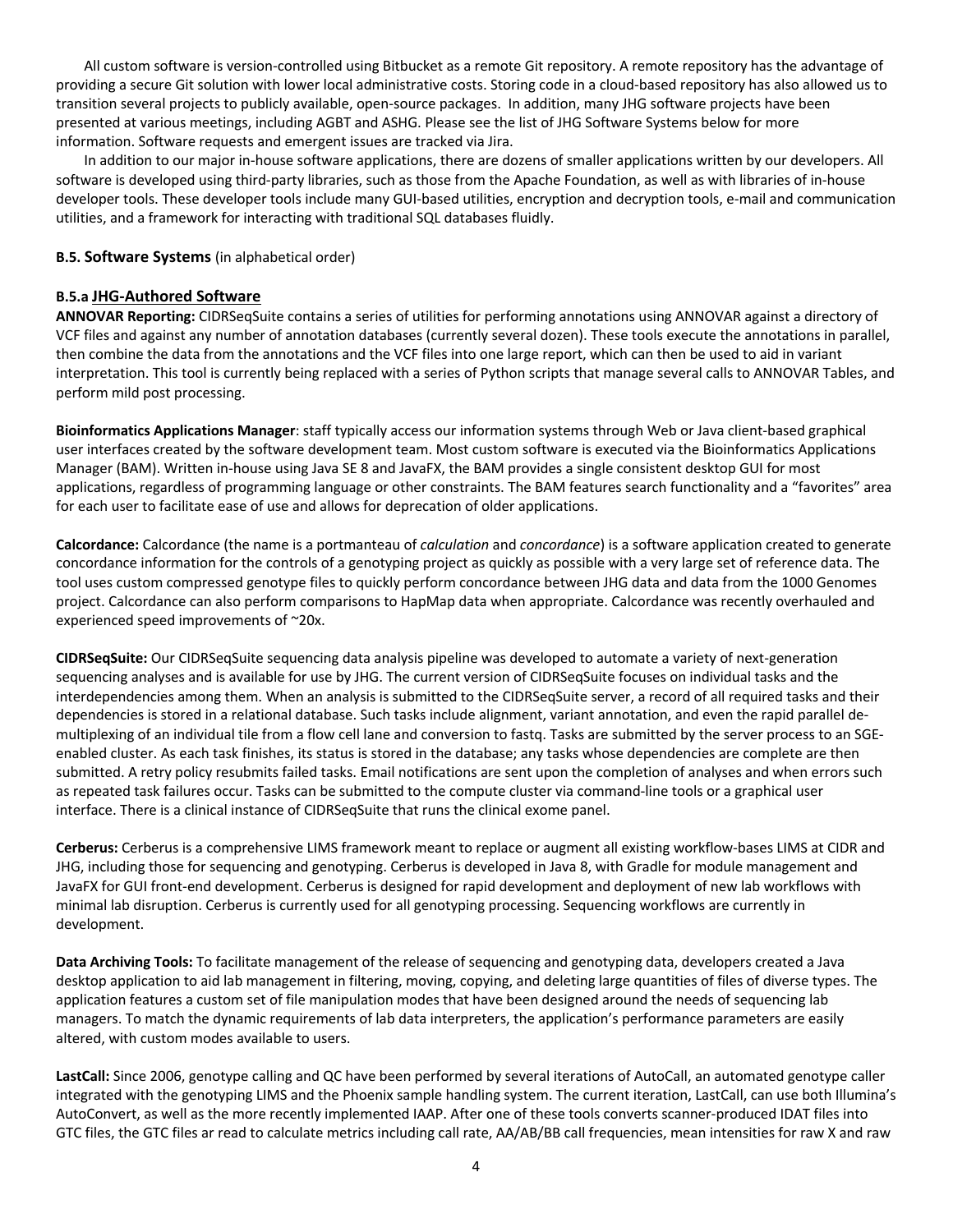All custom software is version-controlled using Bitbucket as a remote Git repository. A remote repository has the advantage of providing a secure Git solution with lower local administrative costs. Storing code in a cloud-based repository has also allowed us to transition several projects to publicly available, open-source packages. In addition, many JHG software projects have been presented at various meetings, including AGBT and ASHG. Please see the list of JHG Software Systems below for more information. Software requests and emergent issues are tracked via Jira.

In addition to our major in-house software applications, there are dozens of smaller applications written by our developers. All software is developed using third-party libraries, such as those from the Apache Foundation, as well as with libraries of in-house developer tools. These developer tools include many GUI-based utilities, encryption and decryption tools, e-mail and communication utilities, and a framework for interacting with traditional SQL databases fluidly.

### B.5. Software Systems (in alphabetical order)

#### B.5.a JHG-Authored Software

**ANNOVAR Reporting:** CIDRSeqSuite contains a series of utilities for performing annotations using ANNOVAR against a directory of VCF files and against any number of annotation databases (currently several dozen). These tools execute the annotations in parallel, then combine the data from the annotations and the VCF files into one large report, which can then be used to aid in variant interpretation. This tool is currently being replaced with a series of Python scripts that manage several calls to ANNOVAR Tables, and perform mild post processing.

**Bioinformatics Applications Manager**: staff typically access our information systems through Web or Java client-based graphical user interfaces created by the software development team. Most custom software is executed via the Bioinformatics Applications Manager (BAM). Written in-house using Java SE 8 and JavaFX, the BAM provides a single consistent desktop GUI for most applications, regardless of programming language or other constraints. The BAM features search functionality and a "favorites" area for each user to facilitate ease of use and allows for deprecation of older applications.

**Calcordance:** Calcordance (the name is a portmanteau of *calculation* and *concordance*) is a software application created to generate concordance information for the controls of a genotyping project as quickly as possible with a very large set of reference data. The tool uses custom compressed genotype files to quickly perform concordance between JHG data and data from the 1000 Genomes project. Calcordance can also perform comparisons to HapMap data when appropriate. Calcordance was recently overhauled and experienced speed improvements of ~20x.

**CIDRSeqSuite:** Our CIDRSeqSuite sequencing data analysis pipeline was developed to automate a variety of next-generation sequencing analyses and is available for use by JHG. The current version of CIDRSeqSuite focuses on individual tasks and the interdependencies among them. When an analysis is submitted to the CIDRSeqSuite server, a record of all required tasks and their dependencies is stored in a relational database. Such tasks include alignment, variant annotation, and even the rapid parallel de-multiplexing of an individual tile from a flow cell lane and conversion to fastq. Tasks are submitted by the server process to an SGE-enabled cluster. As each task finishes, its status is stored in the database; any tasks whose dependencies are complete are then submitted. A retry policy resubmits failed tasks. Email notifications are sent upon the completion of analyses and when errors such as repeated task failures occur. Tasks can be submitted to the compute cluster via command-line tools or a graphical user interface. There is a clinical instance of CIDRSeqSuite that runs the clinical exome panel.

**Cerberus:** Cerberus is a comprehensive LIMS framework meant to replace or augment all existing workflow-bases LIMS at CIDR and JHG, including those for sequencing and genotyping. Cerberus is developed in Java 8, with Gradle for module management and JavaFX for GUI front-end development. Cerberus is designed for rapid development and deployment of new lab workflows with minimal lab disruption. Cerberus is currently used for all genotyping processing. Sequencing workflows are currently in development.

**Data Archiving Tools:** To facilitate management of the release of sequencing and genotyping data, developers created a Java desktop application to aid lab management in filtering, moving, copying, and deleting large quantities of files of diverse types. The application features a custom set of file manipulation modes that have been designed around the needs of sequencing lab managers. To match the dynamic requirements of lab data interpreters, the application's performance parameters are easily altered, with custom modes available to users.

**LastCall:** Since 2006, genotype calling and QC have been performed by several iterations of AutoCall, an automated genotype caller integrated with the genotyping LIMS and the Phoenix sample handling system. The current iteration, LastCall, can use both Illumina's AutoConvert, as well as the more recently implemented IAAP. After one of these tools converts scanner-produced IDAT files into GTC files, the GTC files ar read to calculate metrics including call rate, AA/AB/BB call frequencies, mean intensities for raw X and raw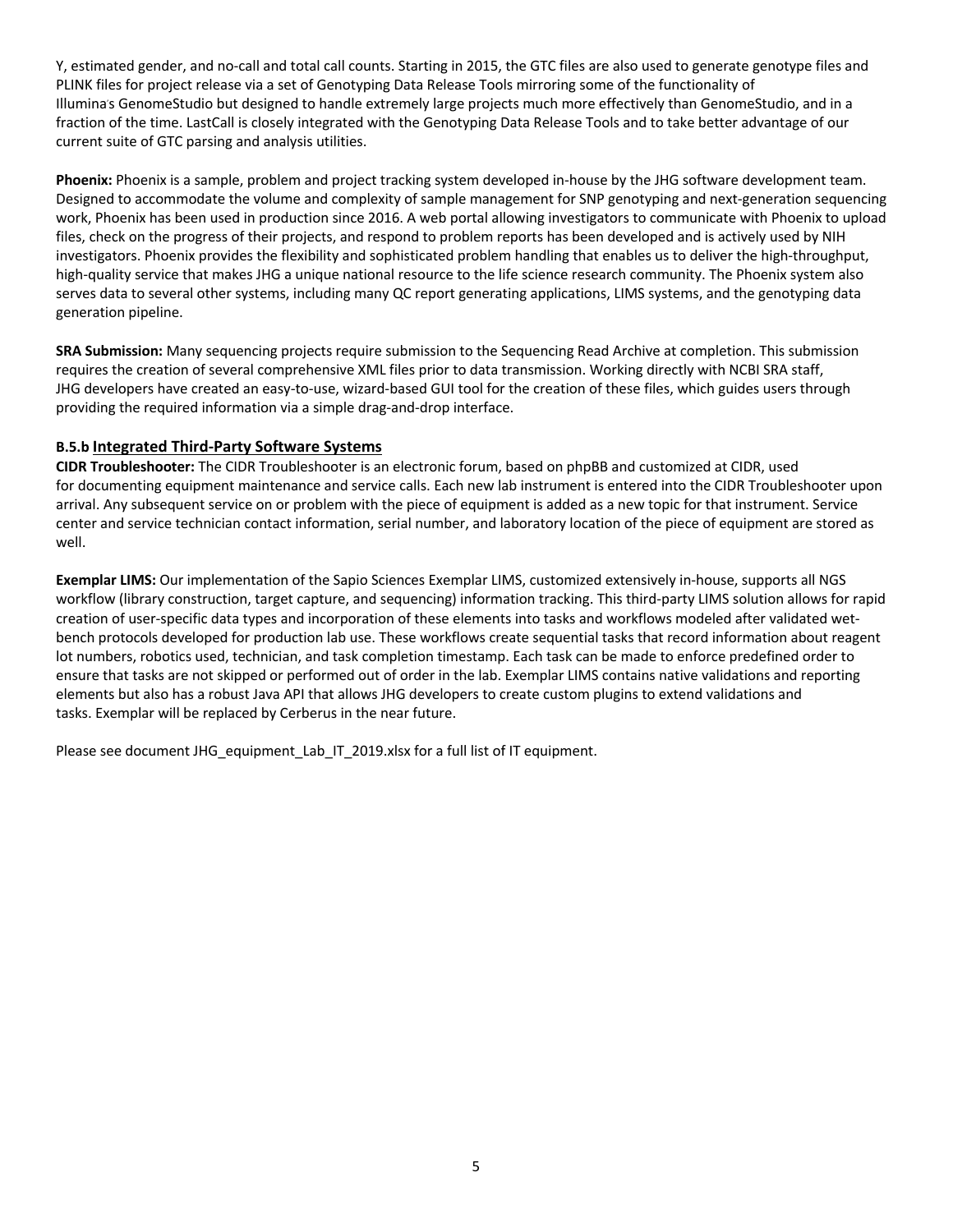Y, estimated gender, and no-call and total call counts. Starting in 2015, the GTC files are also used to generate genotype files and PLINK files for project release via a set of Genotyping Data Release Tools mirroring some of the functionality of Illumina's GenomeStudio but designed to handle extremely large projects much more effectively than GenomeStudio, and in a fraction of the time. LastCall is closely integrated with the Genotyping Data Release Tools and to take better advantage of our current suite of GTC parsing and analysis utilities.

**Phoenix:** Phoenix is a sample, problem and project tracking system developed in-house by the JHG software development team. Designed to accommodate the volume and complexity of sample management for SNP genotyping and next-generation sequencing work, Phoenix has been used in production since 2016. A web portal allowing investigators to communicate with Phoenix to upload files, check on the progress of their projects, and respond to problem reports has been developed and is actively used by NIH investigators. Phoenix provides the flexibility and sophisticated problem handling that enables us to deliver the high-throughput, high-quality service that makes JHG a unique national resource to the life science research community. The Phoenix system also serves data to several other systems, including many QC report generating applications, LIMS systems, and the genotyping data generation pipeline.

**SRA Submission:** Many sequencing projects require submission to the Sequencing Read Archive at completion. This submission requires the creation of several comprehensive XML files prior to data transmission. Working directly with NCBI SRA staff, JHG developers have created an easy-to-use, wizard-based GUI tool for the creation of these files, which guides users through providing the required information via a simple drag-and-drop interface.

### B.5.b Integrated Third-Party Software Systems

**CIDR Troubleshooter:** The CIDR Troubleshooter is an electronic forum, based on phpBB and customized at CIDR, used for documenting equipment maintenance and service calls. Each new lab instrument is entered into the CIDR Troubleshooter upon arrival. Any subsequent service on or problem with the piece of equipment is added as a new topic for that instrument. Service center and service technician contact information, serial number, and laboratory location of the piece of equipment are stored as well.

**Exemplar LIMS:** Our implementation of the Sapio Sciences Exemplar LIMS, customized extensively in-house, supports all NGS workflow (library construction, target capture, and sequencing) information tracking. This third-party LIMS solution allows for rapid creation of user-specific data types and incorporation of these elements into tasks and workflows modeled after validated wet-bench protocols developed for production lab use. These workflows create sequential tasks that record information about reagent lot numbers, robotics used, technician, and task completion timestamp. Each task can be made to enforce predefined order to ensure that tasks are not skipped or performed out of order in the lab. Exemplar LIMS contains native validations and reporting elements but also has a robust Java API that allows JHG developers to create custom plugins to extend validations and tasks. Exemplar will be replaced by Cerberus in the near future.

Please see document JHG_equipment_Lab_IT_2019.xlsx for a full list of IT equipment.